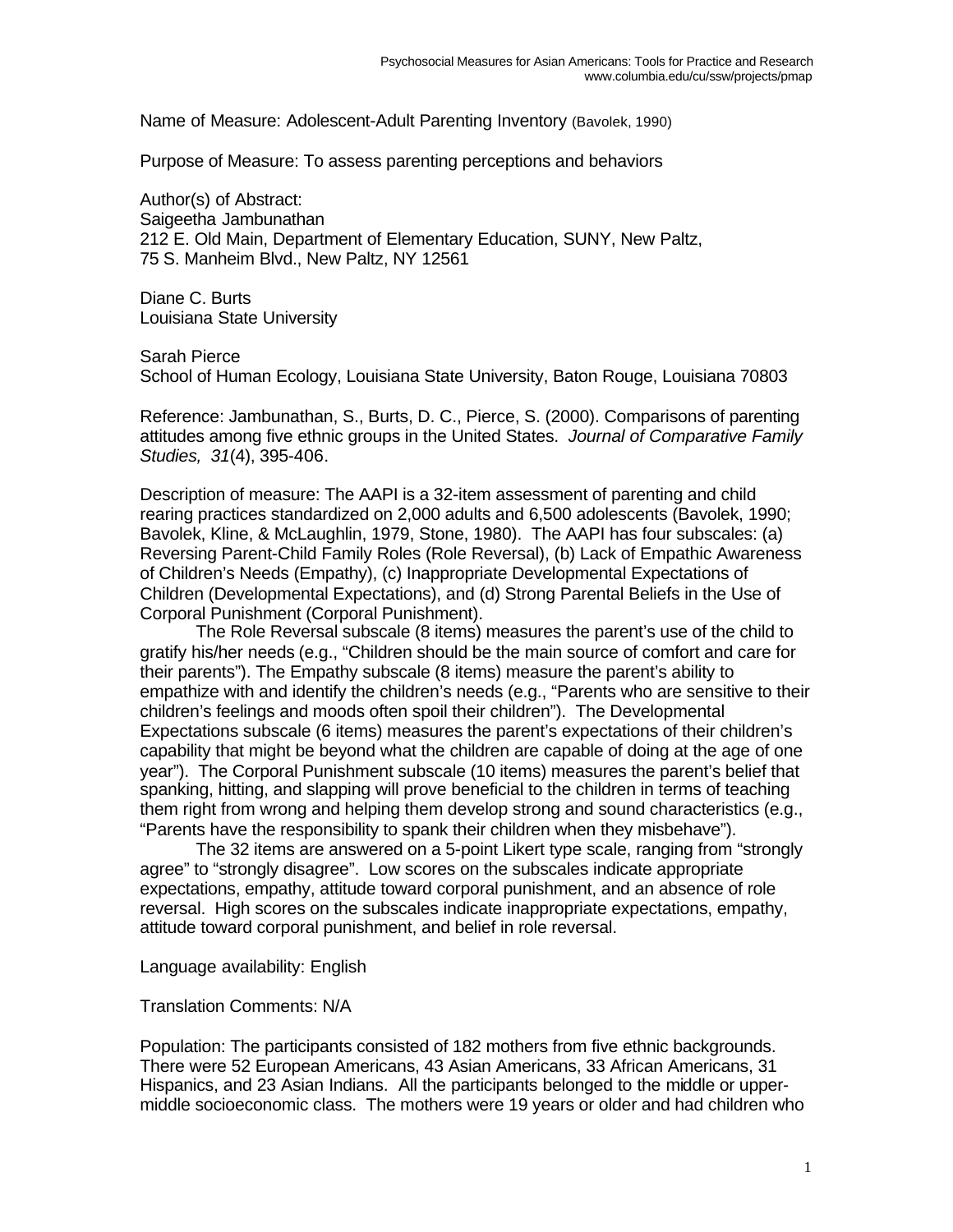Name of Measure: Adolescent-Adult Parenting Inventory (Bavolek, 1990)

Purpose of Measure: To assess parenting perceptions and behaviors

Author(s) of Abstract:
Saigeetha Jambunathan
212 E. Old Main, Department of Elementary Education, SUNY, New Paltz,
75 S. Manheim Blvd., New Paltz, NY 12561

Diane C. Burts
Louisiana State University

Sarah Pierce
School of Human Ecology, Louisiana State University, Baton Rouge, Louisiana 70803

Reference: Jambunathan, S., Burts, D. C., Pierce, S. (2000). Comparisons of parenting attitudes among five ethnic groups in the United States. *Journal of Comparative Family Studies, 31*(4), 395-406.

Description of measure: The AAPI is a 32-item assessment of parenting and child rearing practices standardized on 2,000 adults and 6,500 adolescents (Bavolek, 1990; Bavolek, Kline, & McLaughlin, 1979, Stone, 1980). The AAPI has four subscales: (a) Reversing Parent-Child Family Roles (Role Reversal), (b) Lack of Empathic Awareness of Children's Needs (Empathy), (c) Inappropriate Developmental Expectations of Children (Developmental Expectations), and (d) Strong Parental Beliefs in the Use of Corporal Punishment (Corporal Punishment).

The Role Reversal subscale (8 items) measures the parent's use of the child to gratify his/her needs (e.g., "Children should be the main source of comfort and care for their parents"). The Empathy subscale (8 items) measure the parent's ability to empathize with and identify the children's needs (e.g., "Parents who are sensitive to their children's feelings and moods often spoil their children"). The Developmental Expectations subscale (6 items) measures the parent's expectations of their children's capability that might be beyond what the children are capable of doing at the age of one year"). The Corporal Punishment subscale (10 items) measures the parent's belief that spanking, hitting, and slapping will prove beneficial to the children in terms of teaching them right from wrong and helping them develop strong and sound characteristics (e.g., "Parents have the responsibility to spank their children when they misbehave").

The 32 items are answered on a 5-point Likert type scale, ranging from "strongly agree" to "strongly disagree". Low scores on the subscales indicate appropriate expectations, empathy, attitude toward corporal punishment, and an absence of role reversal. High scores on the subscales indicate inappropriate expectations, empathy, attitude toward corporal punishment, and belief in role reversal.

Language availability: English

Translation Comments: N/A

Population: The participants consisted of 182 mothers from five ethnic backgrounds. There were 52 European Americans, 43 Asian Americans, 33 African Americans, 31 Hispanics, and 23 Asian Indians. All the participants belonged to the middle or upper-middle socioeconomic class. The mothers were 19 years or older and had children who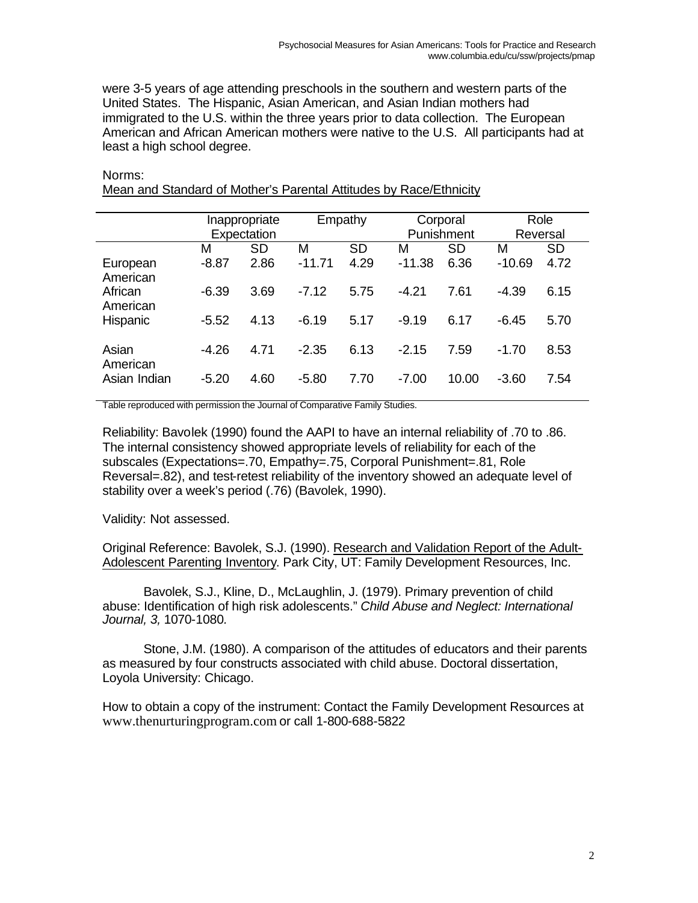were 3-5 years of age attending preschools in the southern and western parts of the United States. The Hispanic, Asian American, and Asian Indian mothers had immigrated to the U.S. within the three years prior to data collection. The European American and African American mothers were native to the U.S. All participants had at least a high school degree.

Norms:
Mean and Standard of Mother's Parental Attitudes by Race/Ethnicity

| | Inappropriate Expectation | | Empathy | | Corporal Punishment | | Role Reversal | |
|---|---|---|---|---|---|---|---|---|
| | M | SD | M | SD | M | SD | M | SD |
| European American | -8.87 | 2.86 | -11.71 | 4.29 | -11.38 | 6.36 | -10.69 | 4.72 |
| African American | -6.39 | 3.69 | -7.12 | 5.75 | -4.21 | 7.61 | -4.39 | 6.15 |
| Hispanic | -5.52 | 4.13 | -6.19 | 5.17 | -9.19 | 6.17 | -6.45 | 5.70 |
| Asian American | -4.26 | 4.71 | -2.35 | 6.13 | -2.15 | 7.59 | -1.70 | 8.53 |
| Asian Indian | -5.20 | 4.60 | -5.80 | 7.70 | -7.00 | 10.00 | -3.60 | 7.54 |

Table reproduced with permission the Journal of Comparative Family Studies.

Reliability: Bavolek (1990) found the AAPI to have an internal reliability of .70 to .86. The internal consistency showed appropriate levels of reliability for each of the subscales (Expectations=.70, Empathy=.75, Corporal Punishment=.81, Role Reversal=.82), and test-retest reliability of the inventory showed an adequate level of stability over a week's period (.76) (Bavolek, 1990).

Validity: Not assessed.

Original Reference: Bavolek, S.J. (1990). Research and Validation Report of the Adult-Adolescent Parenting Inventory. Park City, UT: Family Development Resources, Inc.

Bavolek, S.J., Kline, D., McLaughlin, J. (1979). Primary prevention of child abuse: Identification of high risk adolescents." *Child Abuse and Neglect: International Journal, 3,* 1070-1080.

Stone, J.M. (1980). A comparison of the attitudes of educators and their parents as measured by four constructs associated with child abuse. Doctoral dissertation, Loyola University: Chicago.

How to obtain a copy of the instrument: Contact the Family Development Resources at www.thenurturingprogram.com or call 1-800-688-5822